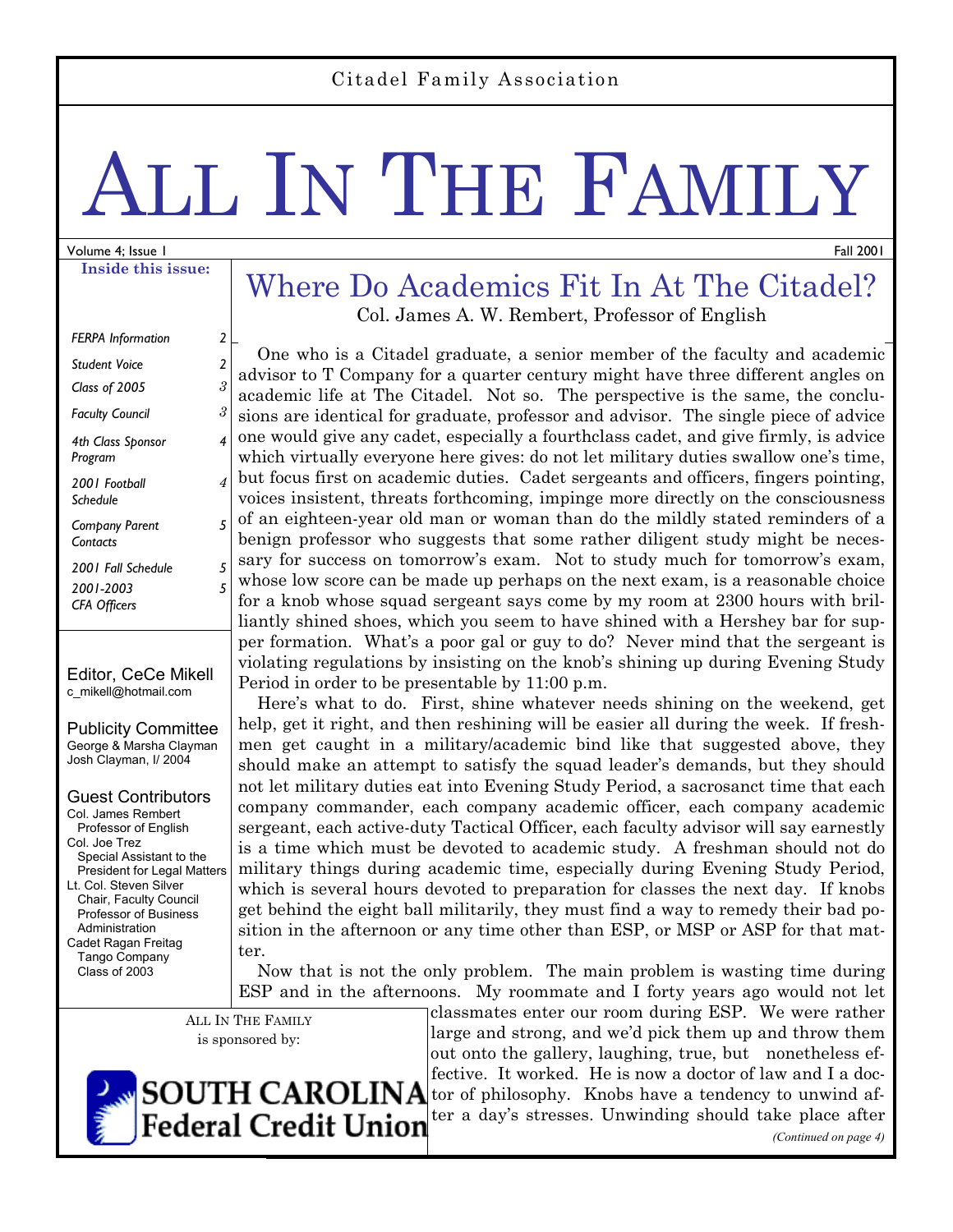Citadel Family Association

# ALL IN THE FAMILY

Volume 4; Issue 1 — Fall 2001

**Inside this issue:**

| | |
|---|---|
| *FERPA Information* | 2 |
| *Student Voice* | 2 |
| *Class of 2005* | 3 |
| *Faculty Council* | 3 |
| *4th Class Sponsor Program* | 4 |
| *2001 Football Schedule* | 4 |
| *Company Parent Contacts* | 5 |
| *2001 Fall Schedule* | 5 |
| *2001-2003 CFA Officers* | 5 |

Editor, CeCe Mikell
c_mikell@hotmail.com

Publicity Committee
George & Marsha Clayman
Josh Clayman, I/ 2004

Guest Contributors
Col. James Rembert
Professor of English
Col. Joe Trez
Special Assistant to the President for Legal Matters
Lt. Col. Steven Silver
Chair, Faculty Council
Professor of Business Administration
Cadet Ragan Freitag
Tango Company
Class of 2003

ALL IN THE FAMILY is sponsored by:

SOUTH CAROLINA Federal Credit Union

## Where Do Academics Fit In At The Citadel?

Col. James A. W. Rembert, Professor of English

One who is a Citadel graduate, a senior member of the faculty and academic advisor to T Company for a quarter century might have three different angles on academic life at The Citadel. Not so. The perspective is the same, the conclusions are identical for graduate, professor and advisor. The single piece of advice one would give any cadet, especially a fourthclass cadet, and give firmly, is advice which virtually everyone here gives: do not let military duties swallow one's time, but focus first on academic duties. Cadet sergeants and officers, fingers pointing, voices insistent, threats forthcoming, impinge more directly on the consciousness of an eighteen-year old man or woman than do the mildly stated reminders of a benign professor who suggests that some rather diligent study might be necessary for success on tomorrow's exam. Not to study much for tomorrow's exam, whose low score can be made up perhaps on the next exam, is a reasonable choice for a knob whose squad sergeant says come by my room at 2300 hours with brilliantly shined shoes, which you seem to have shined with a Hershey bar for supper formation. What's a poor gal or guy to do? Never mind that the sergeant is violating regulations by insisting on the knob's shining up during Evening Study Period in order to be presentable by 11:00 p.m.

Here's what to do. First, shine whatever needs shining on the weekend, get help, get it right, and then reshining will be easier all during the week. If freshmen get caught in a military/academic bind like that suggested above, they should make an attempt to satisfy the squad leader's demands, but they should not let military duties eat into Evening Study Period, a sacrosanct time that each company commander, each company academic officer, each company academic sergeant, each active-duty Tactical Officer, each faculty advisor will say earnestly is a time which must be devoted to academic study. A freshman should not do military things during academic time, especially during Evening Study Period, which is several hours devoted to preparation for classes the next day. If knobs get behind the eight ball militarily, they must find a way to remedy their bad position in the afternoon or any time other than ESP, or MSP or ASP for that matter.

Now that is not the only problem. The main problem is wasting time during ESP and in the afternoons. My roommate and I forty years ago would not let classmates enter our room during ESP. We were rather large and strong, and we'd pick them up and throw them out onto the gallery, laughing, true, but nonetheless effective. It worked. He is now a doctor of law and I a doctor of philosophy. Knobs have a tendency to unwind after a day's stresses. Unwinding should take place after

*(Continued on page 4)*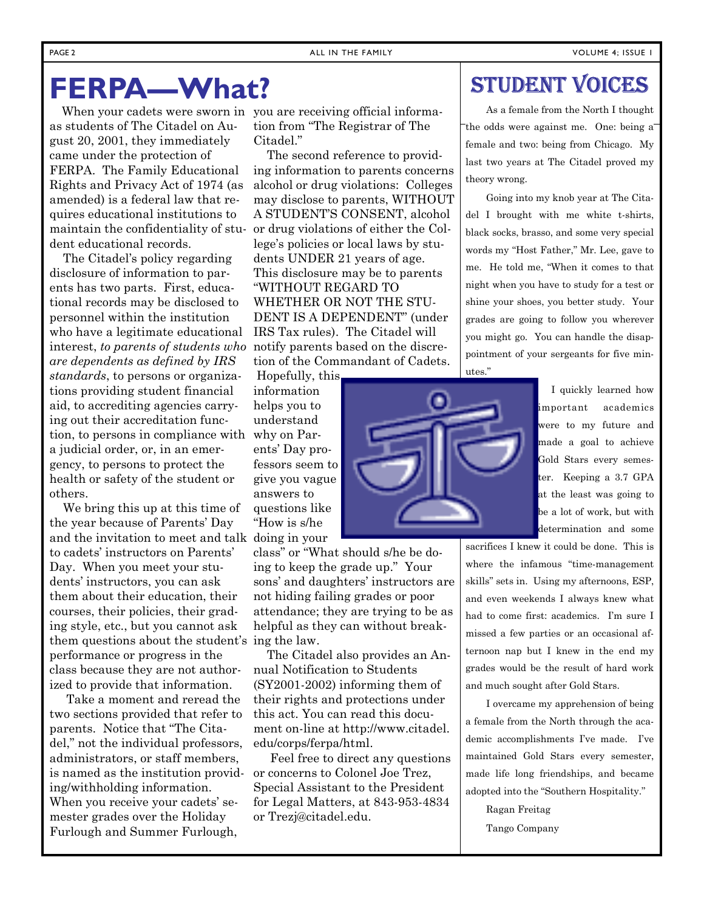# FERPA—What?

When your cadets were sworn in as students of The Citadel on August 20, 2001, they immediately came under the protection of FERPA. The Family Educational Rights and Privacy Act of 1974 (as amended) is a federal law that requires educational institutions to maintain the confidentiality of student educational records.

The Citadel's policy regarding disclosure of information to parents has two parts. First, educational records may be disclosed to personnel within the institution who have a legitimate educational interest, *to parents of students who are dependents as defined by IRS standards*, to persons or organizations providing student financial aid, to accrediting agencies carrying out their accreditation function, to persons in compliance with a judicial order, or, in an emergency, to persons to protect the health or safety of the student or others.

We bring this up at this time of the year because of Parents' Day and the invitation to meet and talk to cadets' instructors on Parents' Day. When you meet your students' instructors, you can ask them about their education, their courses, their policies, their grading style, etc., but you cannot ask them questions about the student's performance or progress in the class because they are not authorized to provide that information.

Take a moment and reread the two sections provided that refer to parents. Notice that "The Citadel," not the individual professors, administrators, or staff members, is named as the institution providing/withholding information. When you receive your cadets' semester grades over the Holiday Furlough and Summer Furlough, you are receiving official information from "The Registrar of The Citadel."

The second reference to providing information to parents concerns alcohol or drug violations: Colleges may disclose to parents, WITHOUT A STUDENT'S CONSENT, alcohol or drug violations of either the College's policies or local laws by students UNDER 21 years of age. This disclosure may be to parents "WITHOUT REGARD TO WHETHER OR NOT THE STUDENT IS A DEPENDENT" (under IRS Tax rules). The Citadel will notify parents based on the discretion of the Commandant of Cadets.

Hopefully, this information helps you to understand why on Parents' Day professors seem to give you vague answers to questions like "How is s/he doing in your class" or "What should s/he be doing to keep the grade up." Your sons' and daughters' instructors are not hiding failing grades or poor attendance; they are trying to be as helpful as they can without breaking the law.

The Citadel also provides an Annual Notification to Students (SY2001-2002) informing them of their rights and protections under this act. You can read this document on-line at http://www.citadel.edu/corps/ferpa/html.

Feel free to direct any questions or concerns to Colonel Joe Trez, Special Assistant to the President for Legal Matters, at 843-953-4834 or Trezj@citadel.edu.

# Student Voices

As a female from the North I thought the odds were against me. One: being a female and two: being from Chicago. My last two years at The Citadel proved my theory wrong.

Going into my knob year at The Citadel I brought with me white t-shirts, black socks, brasso, and some very special words my "Host Father," Mr. Lee, gave to me. He told me, "When it comes to that night when you have to study for a test or shine your shoes, you better study. Your grades are going to follow you wherever you might go. You can handle the disappointment of your sergeants for five minutes."

I quickly learned how important academics were to my future and made a goal to achieve Gold Stars every semester. Keeping a 3.7 GPA at the least was going to be a lot of work, but with determination and some sacrifices I knew it could be done. This is where the infamous "time-management skills" sets in. Using my afternoons, ESP, and even weekends I always knew what had to come first: academics. I'm sure I missed a few parties or an occasional afternoon nap but I knew in the end my grades would be the result of hard work and much sought after Gold Stars.

I overcame my apprehension of being a female from the North through the academic accomplishments I've made. I've maintained Gold Stars every semester, made life long friendships, and became adopted into the "Southern Hospitality."

Ragan Freitag

Tango Company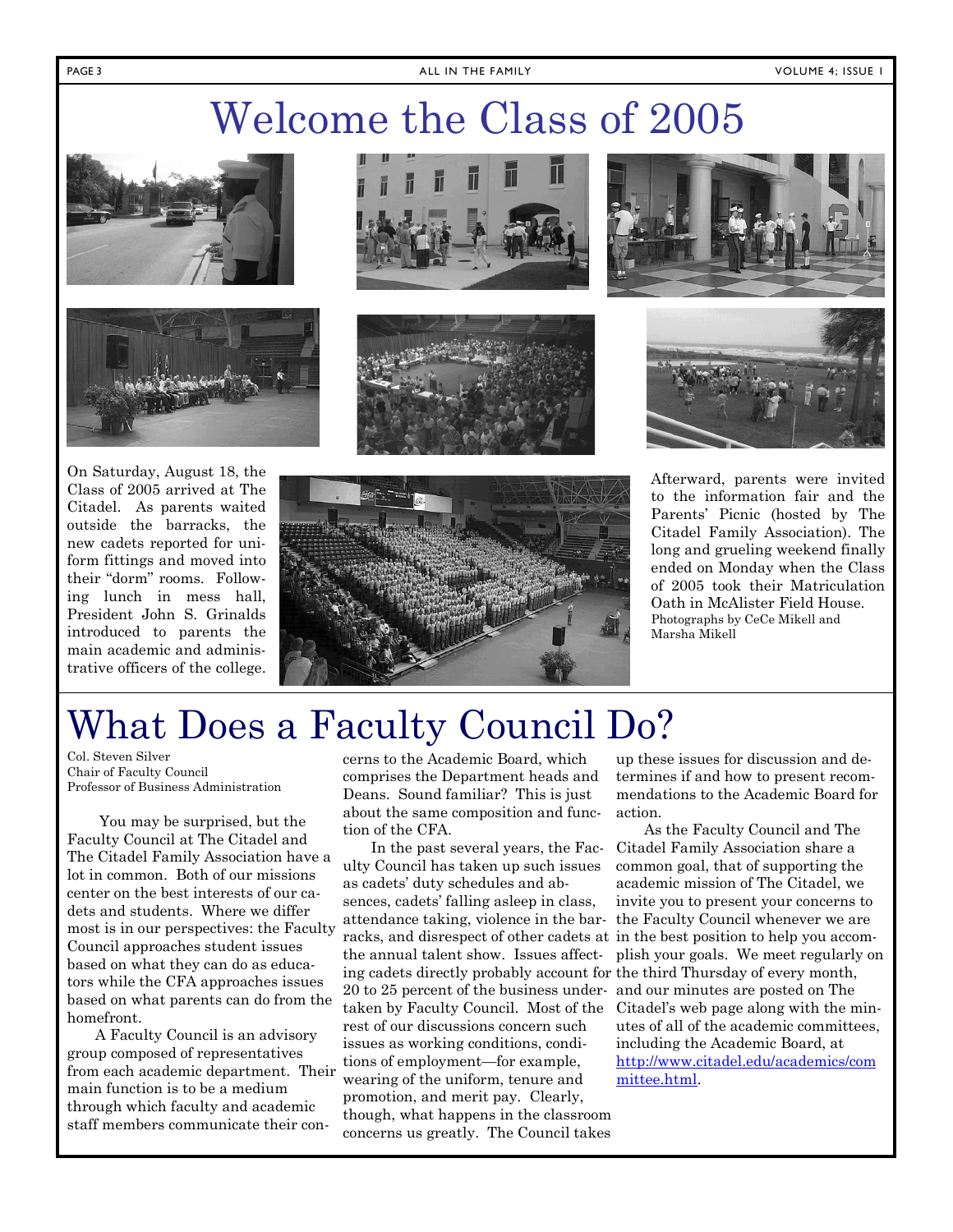# Welcome the Class of 2005

On Saturday, August 18, the Class of 2005 arrived at The Citadel. As parents waited outside the barracks, the new cadets reported for uniform fittings and moved into their "dorm" rooms. Following lunch in mess hall, President John S. Grinalds introduced to parents the main academic and administrative officers of the college.

Afterward, parents were invited to the information fair and the Parents' Picnic (hosted by The Citadel Family Association). The long and grueling weekend finally ended on Monday when the Class of 2005 took their Matriculation Oath in McAlister Field House.

Photographs by CeCe Mikell and Marsha Mikell

# What Does a Faculty Council Do?

Col. Steven Silver
Chair of Faculty Council
Professor of Business Administration

You may be surprised, but the Faculty Council at The Citadel and The Citadel Family Association have a lot in common. Both of our missions center on the best interests of our cadets and students. Where we differ most is in our perspectives: the Faculty Council approaches student issues based on what they can do as educators while the CFA approaches issues based on what parents can do from the homefront.

A Faculty Council is an advisory group composed of representatives from each academic department. Their main function is to be a medium through which faculty and academic staff members communicate their concerns to the Academic Board, which comprises the Department heads and Deans. Sound familiar? This is just about the same composition and function of the CFA.

In the past several years, the Faculty Council has taken up such issues as cadets' duty schedules and absences, cadets' falling asleep in class, attendance taking, violence in the barracks, and disrespect of other cadets at the annual talent show. Issues affecting cadets directly probably account for 20 to 25 percent of the business undertaken by Faculty Council. Most of the rest of our discussions concern such issues as working conditions, conditions of employment—for example, wearing of the uniform, tenure and promotion, and merit pay. Clearly, though, what happens in the classroom concerns us greatly. The Council takes up these issues for discussion and determines if and how to present recommendations to the Academic Board for action.

As the Faculty Council and The Citadel Family Association share a common goal, that of supporting the academic mission of The Citadel, we invite you to present your concerns to the Faculty Council whenever we are in the best position to help you accomplish your goals. We meet regularly on the third Thursday of every month, and our minutes are posted on The Citadel's web page along with the minutes of all of the academic committees, including the Academic Board, at http://www.citadel.edu/academics/committee.html.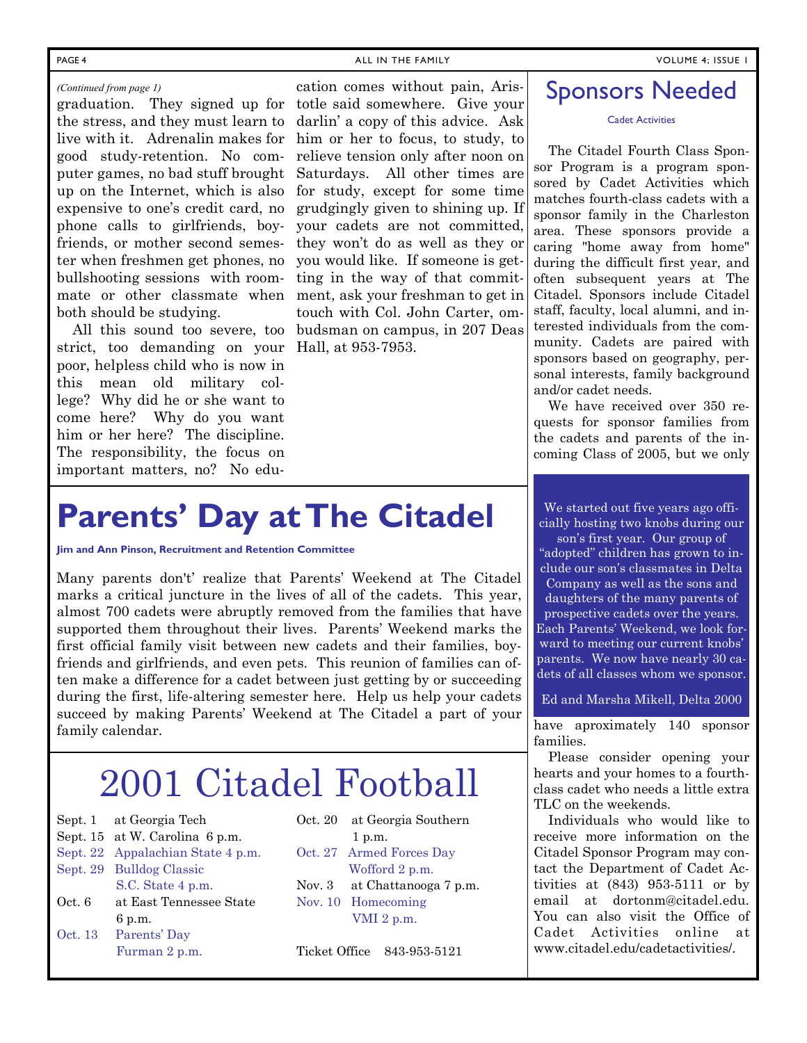*(Continued from page 1)*

graduation. They signed up for the stress, and they must learn to live with it. Adrenalin makes for good study-retention. No computer games, no bad stuff brought up on the Internet, which is also expensive to one's credit card, no phone calls to girlfriends, boyfriends, or mother second semester when freshmen get phones, no bullshooting sessions with roommate or other classmate when both should be studying.

All this sound too severe, too strict, too demanding on your poor, helpless child who is now in this mean old military college? Why did he or she want to come here? Why do you want him or her here? The discipline. The responsibility, the focus on important matters, no? No education comes without pain, Aristotle said somewhere. Give your darlin' a copy of this advice. Ask him or her to focus, to study, to relieve tension only after noon on Saturdays. All other times are for study, except for some time grudgingly given to shining up. If your cadets are not committed, they won't do as well as they or you would like. If someone is getting in the way of that commitment, ask your freshman to get in touch with Col. John Carter, ombudsman on campus, in 207 Deas Hall, at 953-7953.

# Parents' Day at The Citadel

**Jim and Ann Pinson, Recruitment and Retention Committee**

Many parents don't' realize that Parents' Weekend at The Citadel marks a critical juncture in the lives of all of the cadets. This year, almost 700 cadets were abruptly removed from the families that have supported them throughout their lives. Parents' Weekend marks the first official family visit between new cadets and their families, boyfriends and girlfriends, and even pets. This reunion of families can often make a difference for a cadet between just getting by or succeeding during the first, life-altering semester here. Help us help your cadets succeed by making Parents' Weekend at The Citadel a part of your family calendar.

# 2001 Citadel Football

| Date | Game |
|---|---|
| Sept. 1 | at Georgia Tech |
| Sept. 15 | at W. Carolina 6 p.m. |
| Sept. 22 | Appalachian State 4 p.m. |
| Sept. 29 | Bulldog Classic S.C. State 4 p.m. |
| Oct. 6 | at East Tennessee State 6 p.m. |
| Oct. 13 | Parents' Day Furman 2 p.m. |
| Oct. 20 | at Georgia Southern 1 p.m. |
| Oct. 27 | Armed Forces Day Wofford 2 p.m. |
| Nov. 3 | at Chattanooga 7 p.m. |
| Nov. 10 | Homecoming VMI 2 p.m. |

Ticket Office 843-953-5121

# Sponsors Needed

Cadet Activities

The Citadel Fourth Class Sponsor Program is a program sponsored by Cadet Activities which matches fourth-class cadets with a sponsor family in the Charleston area. These sponsors provide a caring "home away from home" during the difficult first year, and often subsequent years at The Citadel. Sponsors include Citadel staff, faculty, local alumni, and interested individuals from the community. Cadets are paired with sponsors based on geography, personal interests, family background and/or cadet needs.

We have received over 350 requests for sponsor families from the cadets and parents of the incoming Class of 2005, but we only have aproximately 140 sponsor families.

> We started out five years ago officially hosting two knobs during our son's first year. Our group of "adopted" children has grown to include our son's classmates in Delta Company as well as the sons and daughters of the many parents of prospective cadets over the years. Each Parents' Weekend, we look forward to meeting our current knobs' parents. We now have nearly 30 cadets of all classes whom we sponsor.
>
> Ed and Marsha Mikell, Delta 2000

Please consider opening your hearts and your homes to a fourth-class cadet who needs a little extra TLC on the weekends.

Individuals who would like to receive more information on the Citadel Sponsor Program may contact the Department of Cadet Activities at (843) 953-5111 or by email at dortonm@citadel.edu. You can also visit the Office of Cadet Activities online at www.citadel.edu/cadetactivities/.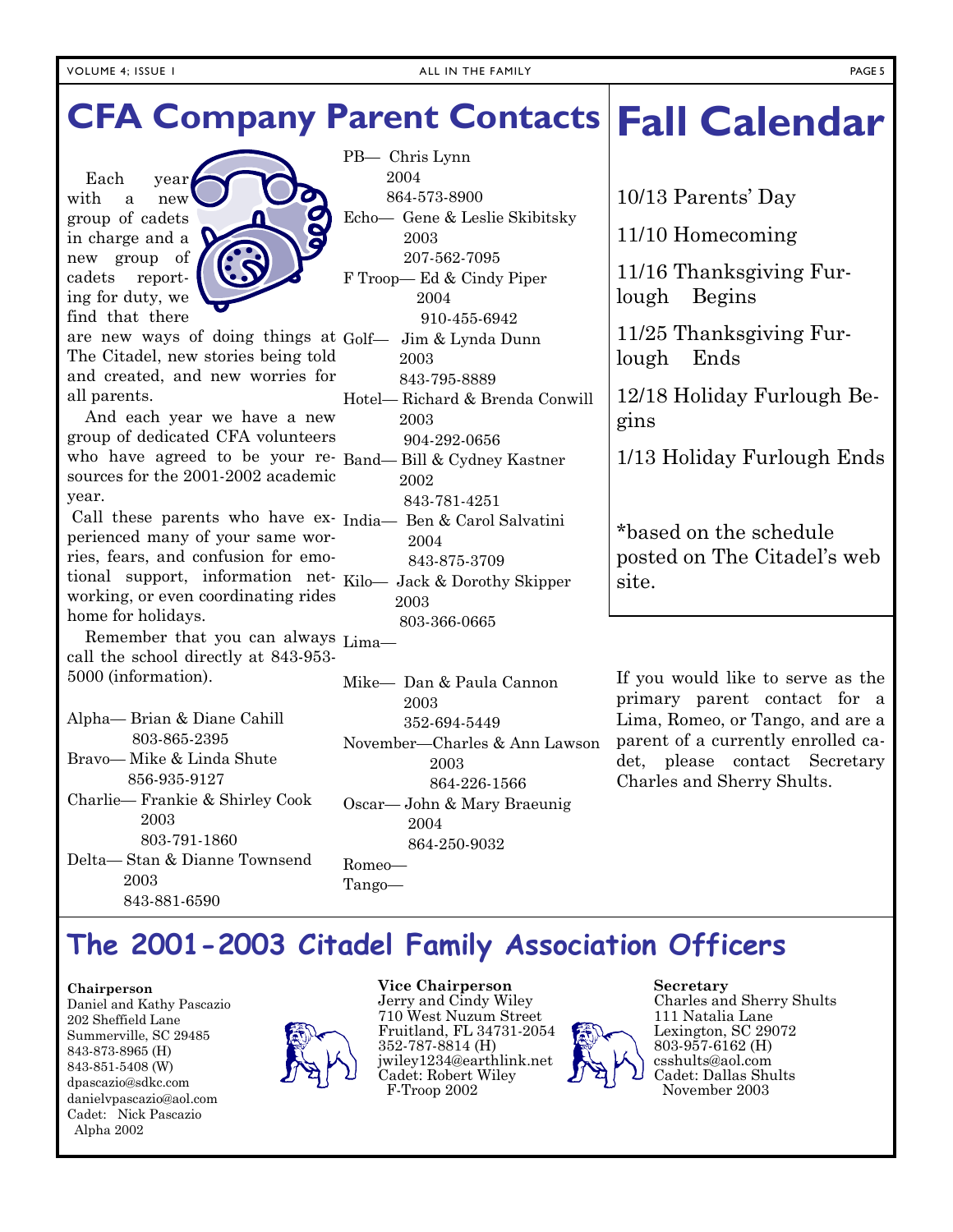# CFA Company Parent Contacts

Each year with a new group of cadets in charge and a new group of cadets reporting for duty, we find that there are new ways of doing things at The Citadel, new stories being told and created, and new worries for all parents.

And each year we have a new group of dedicated CFA volunteers who have agreed to be your resources for the 2001-2002 academic year.

Call these parents who have experienced many of your same worries, fears, and confusion for emotional support, information networking, or even coordinating rides home for holidays.

Remember that you can always call the school directly at 843-953-5000 (information).

Alpha— Brian & Diane Cahill
803-865-2395

Bravo— Mike & Linda Shute
856-935-9127

Charlie— Frankie & Shirley Cook
2003
803-791-1860

Delta— Stan & Dianne Townsend
2003
843-881-6590

PB— Chris Lynn
2004
864-573-8900

Echo— Gene & Leslie Skibitsky
2003
207-562-7095

F Troop— Ed & Cindy Piper
2004
910-455-6942

Golf— Jim & Lynda Dunn
2003
843-795-8889

Hotel— Richard & Brenda Conwill
2003
904-292-0656

Band— Bill & Cydney Kastner
2002
843-781-4251

India— Ben & Carol Salvatini
2004
843-875-3709

Kilo— Jack & Dorothy Skipper
2003
803-366-0665

Lima—

Mike— Dan & Paula Cannon
2003
352-694-5449

November—Charles & Ann Lawson
2003
864-226-1566

Oscar— John & Mary Braeunig
2004
864-250-9032

Romeo—

Tango—

# Fall Calendar

10/13 Parents' Day

11/10 Homecoming

11/16 Thanksgiving Furlough Begins

11/25 Thanksgiving Furlough Ends

12/18 Holiday Furlough Begins

1/13 Holiday Furlough Ends

*based on the schedule posted on The Citadel's web site.

If you would like to serve as the primary parent contact for a Lima, Romeo, or Tango, and are a parent of a currently enrolled cadet, please contact Secretary Charles and Sherry Shults.

## The 2001-2003 Citadel Family Association Officers

**Chairperson**
Daniel and Kathy Pascazio
202 Sheffield Lane
Summerville, SC 29485
843-873-8965 (H)
843-851-5408 (W)
dpascazio@sdkc.com
danielvpascazio@aol.com
Cadet: Nick Pascazio
Alpha 2002

**Vice Chairperson**
Jerry and Cindy Wiley
710 West Nuzum Street
Fruitland, FL 34731-2054
352-787-8814 (H)
jwiley1234@earthlink.net
Cadet: Robert Wiley
F-Troop 2002

**Secretary**
Charles and Sherry Shults
111 Natalia Lane
Lexington, SC 29072
803-957-6162 (H)
csshults@aol.com
Cadet: Dallas Shults
November 2003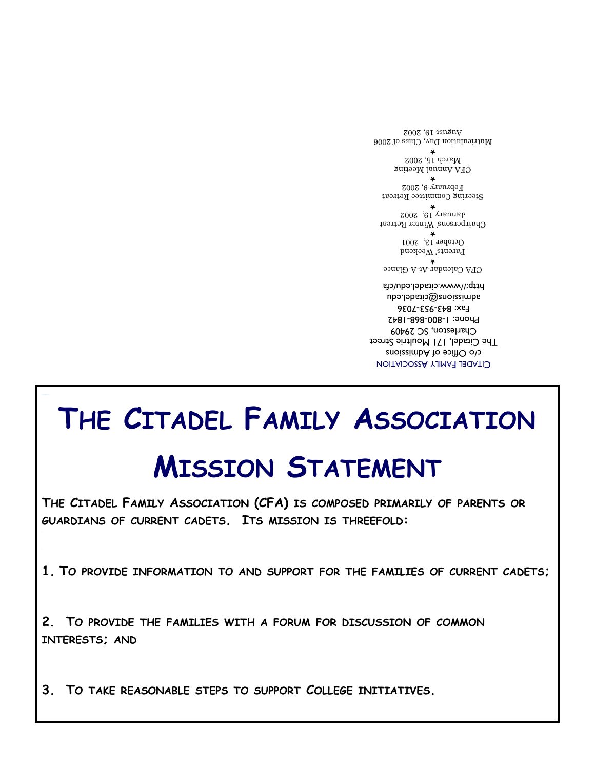Citadel Family Association
c/o Office of Admissions
The Citadel, 171 Moultrie Street
Charleston, SC 29409
Phone: 1-800-868-1842
Fax: 843-953-7036
admissions@citadel.edu
http://www.citadel.edu/cfa

CFA Calendar-At-A-Glance

★

Parents' Weekend
October 13, 2001

★

Chairpersons' Winter Retreat
January 19, 2002

★

Steering Committee Retreat
February 9, 2002

★

CFA Annual Meeting
March 15, 2002

★

Matriculation Day, Class of 2006
August 19, 2002

# The Citadel Family Association Mission Statement

**The Citadel Family Association (CFA) is composed primarily of parents or guardians of current cadets. Its mission is threefold:**

**1. To provide information to and support for the families of current cadets;**

**2. To provide the families with a forum for discussion of common interests; and**

**3. To take reasonable steps to support College initiatives.**